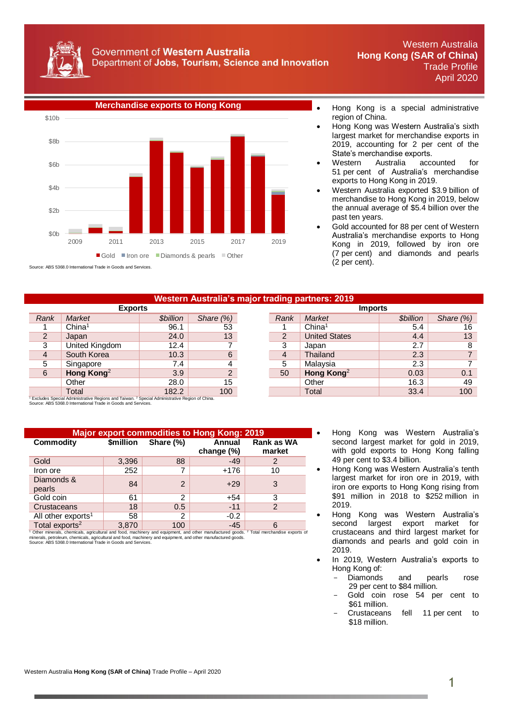# Government of Western Australia
## Department of Jobs, Tourism, Science and Innovation

**Western Australia**
**Hong Kong (SAR of China)**
**Trade Profile**
**April 2020**

## Merchandise exports to Hong Kong

Gold, Iron ore, Diamonds & pearls, Other

Source: ABS 5368.0 International Trade in Goods and Services.

- Hong Kong is a special administrative region of China.
- Hong Kong was Western Australia's sixth largest market for merchandise exports in 2019, accounting for 2 per cent of the State's merchandise exports.
- Western Australia accounted for 51 per cent of Australia's merchandise exports to Hong Kong in 2019.
- Western Australia exported $3.9 billion of merchandise to Hong Kong in 2019, below the annual average of $5.4 billion over the past ten years.
- Gold accounted for 88 per cent of Western Australia's merchandise exports to Hong Kong in 2019, followed by iron ore (7 per cent) and diamonds and pearls (2 per cent).

## Western Australia's major trading partners: 2019

**Exports**

| Rank | Market | $billion | Share (%) |
|---|---|---|---|
| 1 | China[1] | 96.1 | 53 |
| 2 | Japan | 24.0 | 13 |
| 3 | United Kingdom | 12.4 | 7 |
| 4 | South Korea | 10.3 | 6 |
| 5 | Singapore | 7.4 | 4 |
| 6 | **Hong Kong[2]** | 3.9 | 2 |
| | Other | 28.0 | 15 |
| | Total | 182.2 | 100 |

**Imports**

| Rank | Market | $billion | Share (%) |
|---|---|---|---|
| 1 | China[1] | 5.4 | 16 |
| 2 | United States | 4.4 | 13 |
| 3 | Japan | 2.7 | 8 |
| 4 | Thailand | 2.3 | 7 |
| 5 | Malaysia | 2.3 | 7 |
| 50 | **Hong Kong[2]** | 0.03 | 0.1 |
| | Other | 16.3 | 49 |
| | Total | 33.4 | 100 |

[1] Excludes Special Administrative Regions and Taiwan. [2] Special Administrative Region of China.
Source: ABS 5368.0 International Trade in Goods and Services.

## Major export commodities to Hong Kong: 2019

| Commodity | $million | Share (%) | Annual change (%) | Rank as WA market |
|---|---|---|---|---|
| Gold | 3,396 | 88 | -49 | 2 |
| Iron ore | 252 | 7 | +176 | 10 |
| Diamonds & pearls | 84 | 2 | +29 | 3 |
| Gold coin | 61 | 2 | +54 | 3 |
| Crustaceans | 18 | 0.5 | -11 | 2 |
| All other exports[1] | 58 | 2 | -0.2 | |
| Total exports[2] | 3,870 | 100 | -45 | 6 |

[1] Other minerals, chemicals, agricultural and food, machinery and equipment, and other manufactured goods. [2] Total merchandise exports of minerals, petroleum, chemicals, agricultural and food, machinery and equipment, and other manufactured goods.
Source: ABS 5368.0 International Trade in Goods and Services.

- Hong Kong was Western Australia's second largest market for gold in 2019, with gold exports to Hong Kong falling 49 per cent to $3.4 billion.
- Hong Kong was Western Australia's tenth largest market for iron ore in 2019, with iron ore exports to Hong Kong rising from $91 million in 2018 to $252 million in 2019.
- Hong Kong was Western Australia's second largest export market for crustaceans and third largest market for diamonds and pearls and gold coin in 2019.
- In 2019, Western Australia's exports to Hong Kong of:
  - Diamonds and pearls rose 29 per cent to $84 million.
  - Gold coin rose 54 per cent to $61 million.
  - Crustaceans fell 11 per cent to $18 million.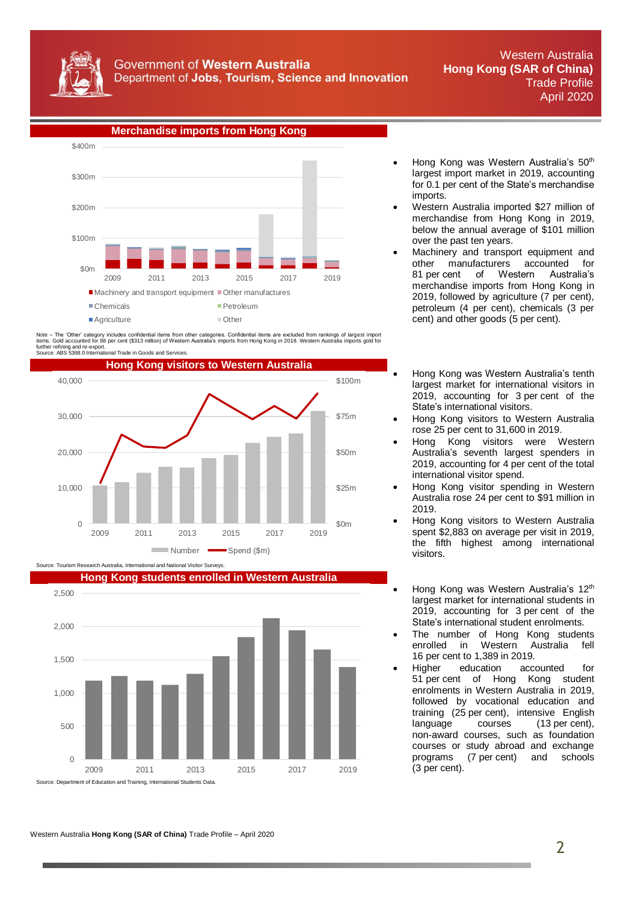## Merchandise imports from Hong Kong

$400m
$300m
$200m
$100m
$0m
2009 2011 2013 2015 2017 2019

Machinery and transport equipment, Other manufactures, Chemicals, Petroleum, Agriculture, Other

Note – The 'Other' category includes confidential items from other categories. Confidential items are excluded from rankings of largest import items. Gold accounted for 88 per cent ($313 million) of Western Australia's imports from Hong Kong in 2018. Western Australia imports gold for further refining and re-export.
Source: ABS 5368.0 International Trade in Goods and Services.

- Hong Kong was Western Australia's 50th largest import market in 2019, accounting for 0.1 per cent of the State's merchandise imports.
- Western Australia imported $27 million of merchandise from Hong Kong in 2019, below the annual average of $101 million over the past ten years.
- Machinery and transport equipment and other manufactures accounted for 81 per cent of Western Australia's merchandise imports from Hong Kong in 2019, followed by agriculture (7 per cent), petroleum (4 per cent), chemicals (3 per cent) and other goods (5 per cent).

## Hong Kong visitors to Western Australia

40,000 30,000 20,000 10,000 0
$100m $75m $50m $25m $0m
2009 2011 2013 2015 2017 2019

Number, Spend ($m)

Source: Tourism Research Australia, International and National Visitor Surveys.

- Hong Kong was Western Australia's tenth largest market for international visitors in 2019, accounting for 3 per cent of the State's international visitors.
- Hong Kong visitors to Western Australia rose 25 per cent to 31,600 in 2019.
- Hong Kong visitors were Western Australia's seventh largest spenders in 2019, accounting for 4 per cent of the total international visitor spend.
- Hong Kong visitor spending in Western Australia rose 24 per cent to $91 million in 2019.
- Hong Kong visitors to Western Australia spent $2,883 on average per visit in 2019, the fifth highest among international visitors.

## Hong Kong students enrolled in Western Australia

2,500 2,000 1,500 1,000 500 0
2009 2011 2013 2015 2017 2019

Source: Department of Education and Training, International Students Data.

- Hong Kong was Western Australia's 12th largest market for international students in 2019, accounting for 3 per cent of the State's international student enrolments.
- The number of Hong Kong students enrolled in Western Australia fell 16 per cent to 1,389 in 2019.
- Higher education accounted for 51 per cent of Hong Kong student enrolments in Western Australia in 2019, followed by vocational education and training (25 per cent), intensive English language courses (13 per cent), non-award courses, such as foundation courses or study abroad and exchange programs (7 per cent) and schools (3 per cent).